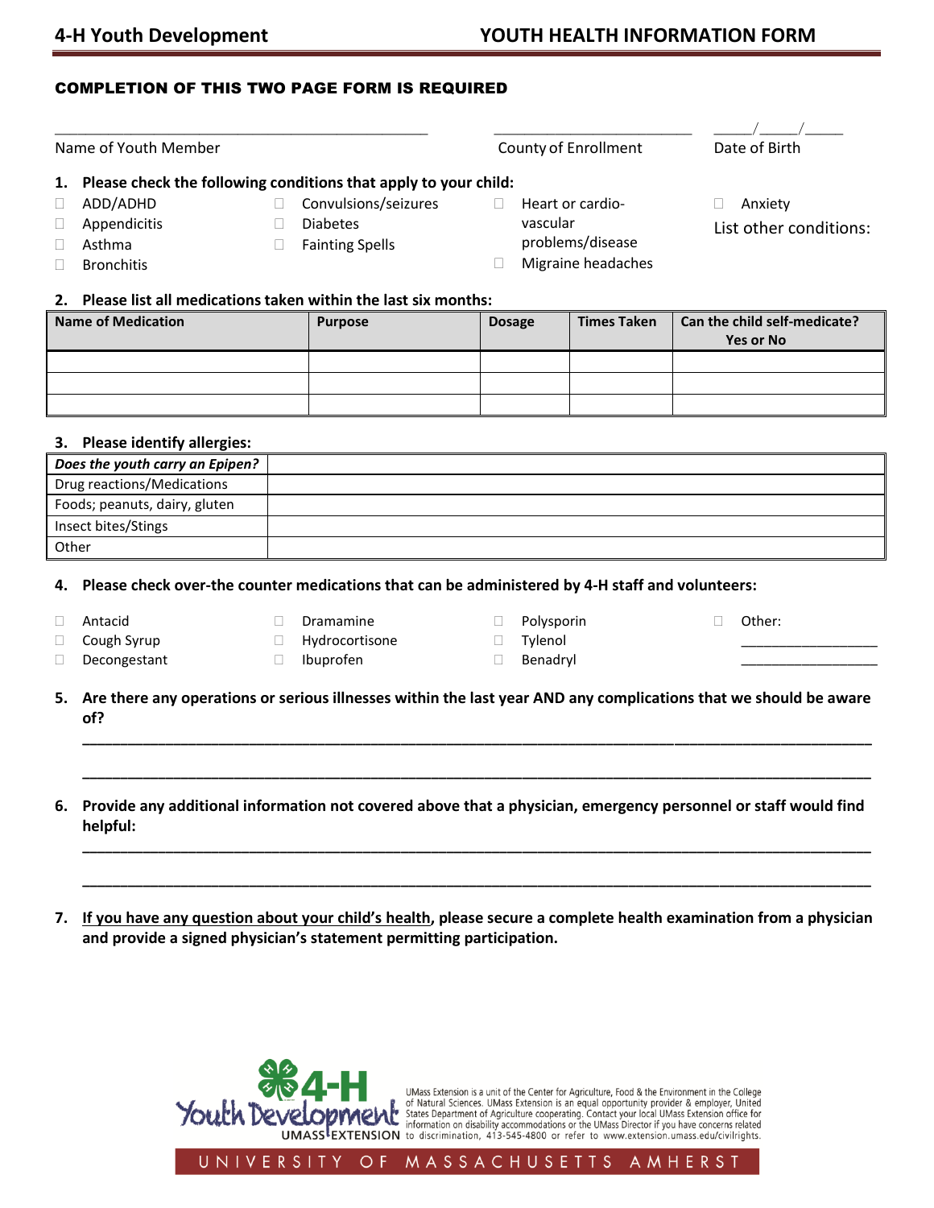# 4-H Youth Development — YOUTH HEALTH INFORMATION FORM

**COMPLETION OF THIS TWO PAGE FORM IS REQUIRED**

______________________________ Name of Youth Member

______________________ County of Enrollment

____/____/____ Date of Birth

**1. Please check the following conditions that apply to your child:**

- ☐ ADD/ADHD
- ☐ Appendicitis
- ☐ Asthma
- ☐ Bronchitis
- ☐ Convulsions/seizures
- ☐ Diabetes
- ☐ Fainting Spells
- ☐ Heart or cardio-vascular problems/disease
- ☐ Migraine headaches
- ☐ Anxiety

List other conditions:

**2. Please list all medications taken within the last six months:**

| Name of Medication | Purpose | Dosage | Times Taken | Can the child self-medicate? Yes or No |
|---|---|---|---|---|
| | | | | |
| | | | | |
| | | | | |

**3. Please identify allergies:**

| *Does the youth carry an Epipen?* | |
|---|---|
| Drug reactions/Medications | |
| Foods; peanuts, dairy, gluten | |
| Insect bites/Stings | |
| Other | |

**4. Please check over-the counter medications that can be administered by 4-H staff and volunteers:**

- ☐ Antacid
- ☐ Cough Syrup
- ☐ Decongestant
- ☐ Dramamine
- ☐ Hydrocortisone
- ☐ Ibuprofen
- ☐ Polysporin
- ☐ Tylenol
- ☐ Benadryl
- ☐ Other: ________________ ________________

**5. Are there any operations or serious illnesses within the last year AND any complications that we should be aware of?**

________________________________________________________________

________________________________________________________________

**6. Provide any additional information not covered above that a physician, emergency personnel or staff would find helpful:**

________________________________________________________________

________________________________________________________________

**7. <u>If you have any question about your child's health</u>, please secure a complete health examination from a physician and provide a signed physician's statement permitting participation.**

4-H Youth Development UMASS EXTENSION

UMass Extension is a unit of the Center for Agriculture, Food & the Environment in the College of Natural Sciences. UMass Extension is an equal opportunity provider & employer, United States Department of Agriculture cooperating. Contact your local UMass Extension office for information on disability accommodations or the UMass Director if you have concerns related to discrimination, 413-545-4800 or refer to www.extension.umass.edu/civilrights.

UNIVERSITY OF MASSACHUSETTS AMHERST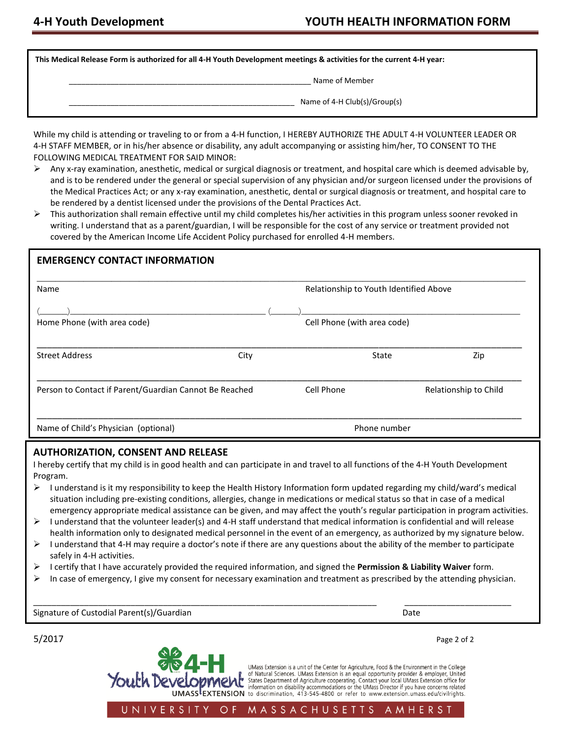# 4-H Youth Development — YOUTH HEALTH INFORMATION FORM

**This Medical Release Form is authorized for all 4-H Youth Development meetings & activities for the current 4-H year:**

______________________________ Name of Member

______________________________ Name of 4-H Club(s)/Group(s)

While my child is attending or traveling to or from a 4-H function, I HEREBY AUTHORIZE THE ADULT 4-H VOLUNTEER LEADER OR 4-H STAFF MEMBER, or in his/her absence or disability, any adult accompanying or assisting him/her, TO CONSENT TO THE FOLLOWING MEDICAL TREATMENT FOR SAID MINOR:

- Any x-ray examination, anesthetic, medical or surgical diagnosis or treatment, and hospital care which is deemed advisable by, and is to be rendered under the general or special supervision of any physician and/or surgeon licensed under the provisions of the Medical Practices Act; or any x-ray examination, anesthetic, dental or surgical diagnosis or treatment, and hospital care to be rendered by a dentist licensed under the provisions of the Dental Practices Act.
- This authorization shall remain effective until my child completes his/her activities in this program unless sooner revoked in writing. I understand that as a parent/guardian, I will be responsible for the cost of any service or treatment provided not covered by the American Income Life Accident Policy purchased for enrolled 4-H members.

## EMERGENCY CONTACT INFORMATION

______________________________

Name — Relationship to Youth Identified Above

(\_\_\_\_\_)______________________ (\_\_\_\_\_)______________________

Home Phone (with area code) — Cell Phone (with area code)

______________________________

Street Address — City — State — Zip

______________________________

Person to Contact if Parent/Guardian Cannot Be Reached — Cell Phone — Relationship to Child

______________________________

Name of Child's Physician (optional) — Phone number

## AUTHORIZATION, CONSENT AND RELEASE

I hereby certify that my child is in good health and can participate in and travel to all functions of the 4-H Youth Development Program.

- I understand is it my responsibility to keep the Health History Information form updated regarding my child/ward's medical situation including pre-existing conditions, allergies, change in medications or medical status so that in case of a medical emergency appropriate medical assistance can be given, and may affect the youth's regular participation in program activities.
- I understand that the volunteer leader(s) and 4-H staff understand that medical information is confidential and will release health information only to designated medical personnel in the event of an emergency, as authorized by my signature below.
- I understand that 4-H may require a doctor's note if there are any questions about the ability of the member to participate safely in 4-H activities.
- I certify that I have accurately provided the required information, and signed the **Permission & Liability Waiver** form.
- In case of emergency, I give my consent for necessary examination and treatment as prescribed by the attending physician.

______________________________ ______________

Signature of Custodial Parent(s)/Guardian — Date

5/2017

4-H Youth Development UMASS EXTENSION

UMass Extension is a unit of the Center for Agriculture, Food & the Environment in the College of Natural Sciences. UMass Extension is an equal opportunity provider & employer, United States Department of Agriculture cooperating. Contact your local UMass Extension office for information on disability accommodations or the UMass Director if you have concerns related to discrimination, 413-545-4800 or refer to www.extension.umass.edu/civilrights.

UNIVERSITY OF MASSACHUSETTS AMHERST